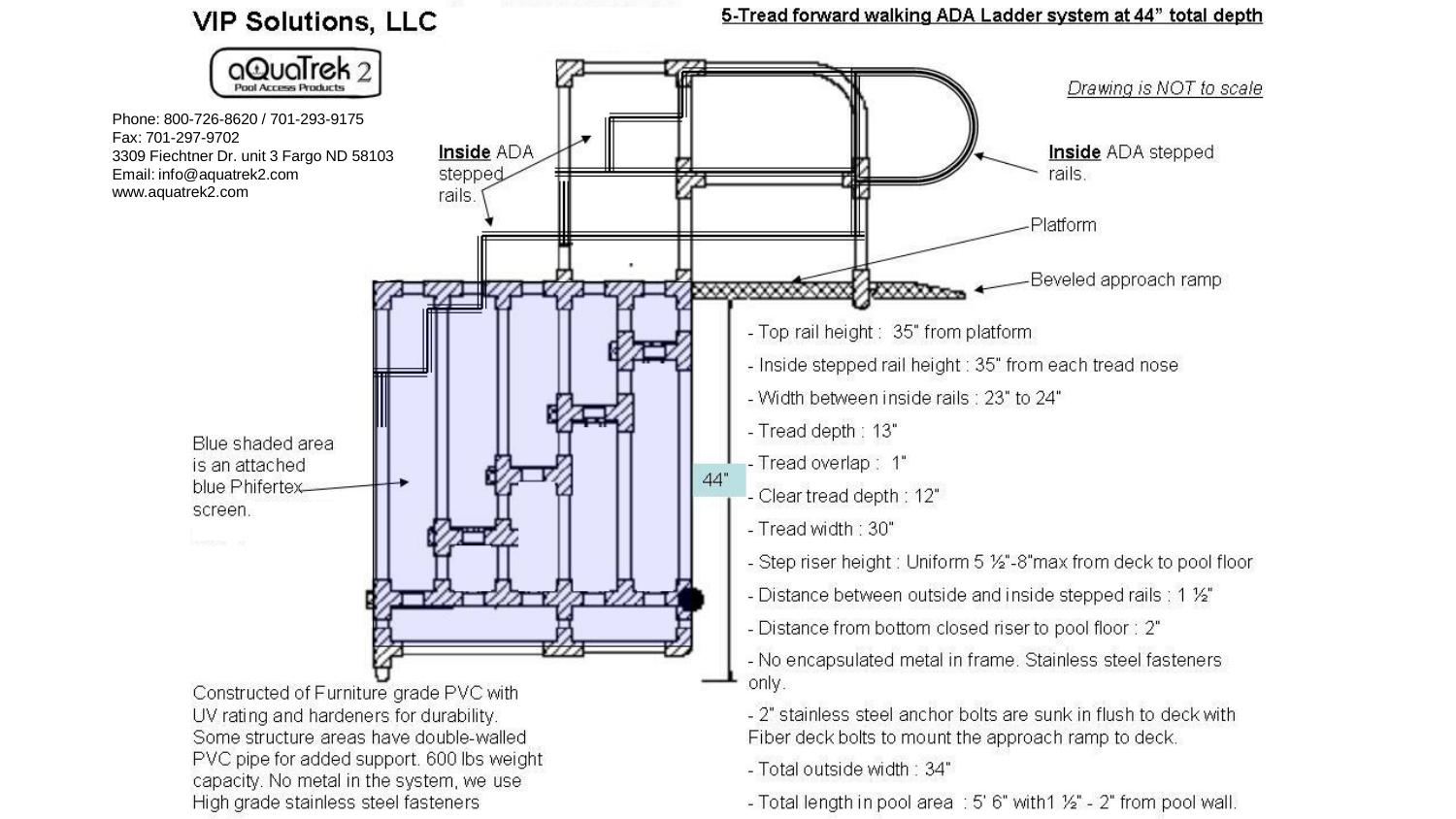# VIP Solutions, LLC

## 5-Tread forward walking ADA Ladder system at 44" total depth

aQuaTrek 2
Pool Access Products

Phone: 800-726-8620 / 701-293-9175
Fax: 701-297-9702
3309 Fiechtner Dr. unit 3 Fargo ND 58103
Email: info@aquatrek2.com
www.aquatrek2.com

*Drawing is NOT to scale*

**Inside** ADA stepped rails.

**Inside** ADA stepped rails.

Platform

Beveled approach ramp

Blue shaded area is an attached blue Phifertex screen.

44"

- Top rail height : 35" from platform
- Inside stepped rail height : 35" from each tread nose
- Width between inside rails : 23" to 24"
- Tread depth : 13"
- Tread overlap : 1"
- Clear tread depth : 12"
- Tread width : 30"
- Step riser height : Uniform 5 ½"-8"max from deck to pool floor
- Distance between outside and inside stepped rails : 1 ½"
- Distance from bottom closed riser to pool floor : 2"
- No encapsulated metal in frame. Stainless steel fasteners only.
- 2" stainless steel anchor bolts are sunk in flush to deck with Fiber deck bolts to mount the approach ramp to deck.
- Total outside width : 34"
- Total length in pool area : 5' 6" with1 ½" - 2" from pool wall.

Constructed of Furniture grade PVC with UV rating and hardeners for durability. Some structure areas have double-walled PVC pipe for added support. 600 lbs weight capacity. No metal in the system, we use High grade stainless steel fasteners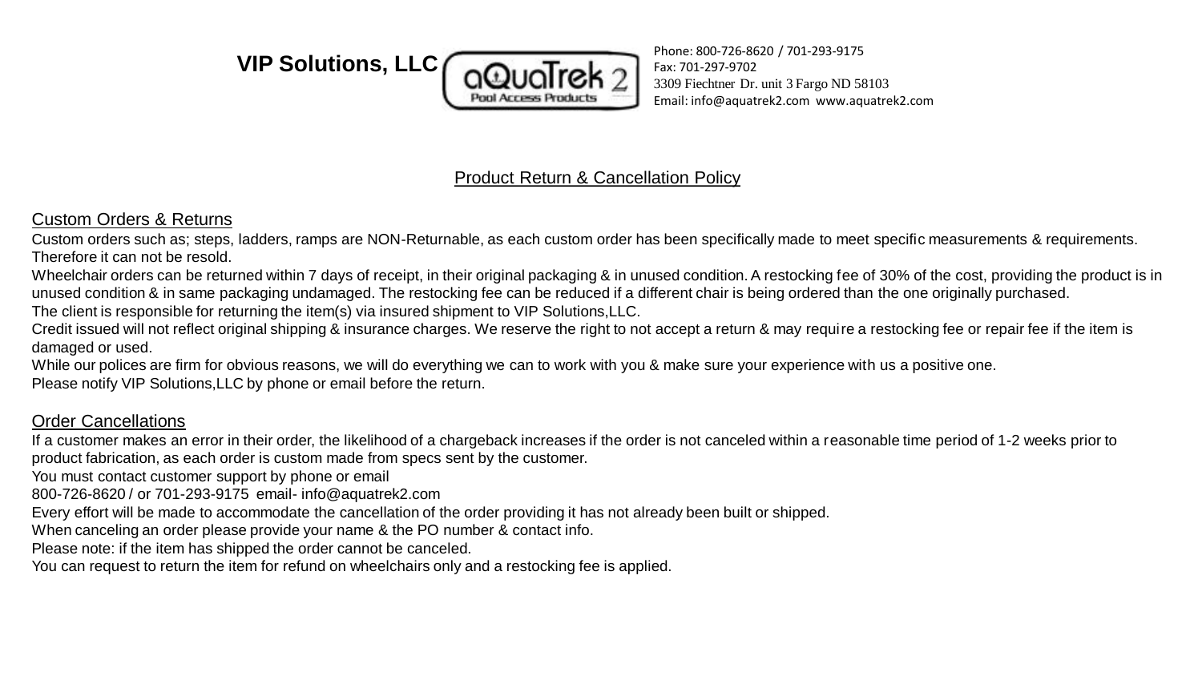**VIP Solutions, LLC** aQuaTrek 2 Pool Access Products

Phone: 800-726-8620 / 701-293-9175
Fax: 701-297-9702
3309 Fiechtner Dr. unit 3 Fargo ND 58103
Email: info@aquatrek2.com www.aquatrek2.com

# Product Return & Cancellation Policy

## Custom Orders & Returns

Custom orders such as; steps, ladders, ramps are NON-Returnable, as each custom order has been specifically made to meet specific measurements & requirements. Therefore it can not be resold.

Wheelchair orders can be returned within 7 days of receipt, in their original packaging & in unused condition. A restocking fee of 30% of the cost, providing the product is in unused condition & in same packaging undamaged. The restocking fee can be reduced if a different chair is being ordered than the one originally purchased.

The client is responsible for returning the item(s) via insured shipment to VIP Solutions,LLC.

Credit issued will not reflect original shipping & insurance charges. We reserve the right to not accept a return & may require a restocking fee or repair fee if the item is damaged or used.

While our polices are firm for obvious reasons, we will do everything we can to work with you & make sure your experience with us a positive one.

Please notify VIP Solutions,LLC by phone or email before the return.

## Order Cancellations

If a customer makes an error in their order, the likelihood of a chargeback increases if the order is not canceled within a reasonable time period of 1-2 weeks prior to product fabrication, as each order is custom made from specs sent by the customer.

You must contact customer support by phone or email

800-726-8620 / or 701-293-9175 email- info@aquatrek2.com

Every effort will be made to accommodate the cancellation of the order providing it has not already been built or shipped.

When canceling an order please provide your name & the PO number & contact info.

Please note: if the item has shipped the order cannot be canceled.

You can request to return the item for refund on wheelchairs only and a restocking fee is applied.